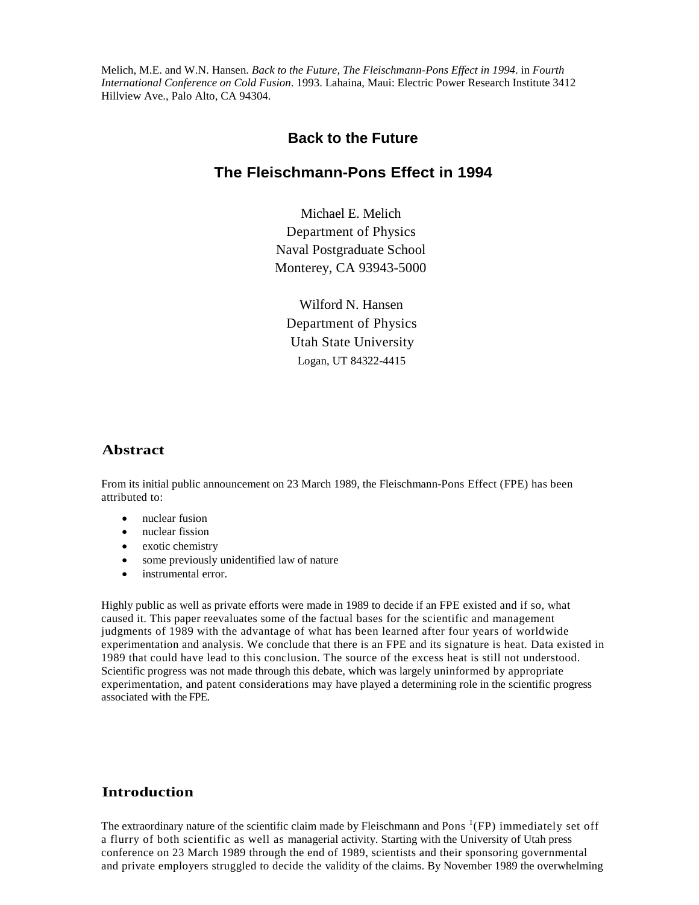Melich, M.E. and W.N. Hansen. *Back to the Future, The Fleischmann-Pons Effect in 1994*. in *Fourth International Conference on Cold Fusion*. 1993. Lahaina, Maui: Electric Power Research Institute 3412 Hillview Ave., Palo Alto, CA 94304.

# Back to the Future

# The Fleischmann-Pons Effect in 1994

Michael E. Melich
Department of Physics
Naval Postgraduate School
Monterey, CA 93943-5000

Wilford N. Hansen
Department of Physics
Utah State University
Logan, UT 84322-4415

## Abstract

From its initial public announcement on 23 March 1989, the Fleischmann-Pons Effect (FPE) has been attributed to:

- nuclear fusion
- nuclear fission
- exotic chemistry
- some previously unidentified law of nature
- instrumental error.

Highly public as well as private efforts were made in 1989 to decide if an FPE existed and if so, what caused it. This paper reevaluates some of the factual bases for the scientific and management judgments of 1989 with the advantage of what has been learned after four years of worldwide experimentation and analysis. We conclude that there is an FPE and its signature is heat. Data existed in 1989 that could have lead to this conclusion. The source of the excess heat is still not understood. Scientific progress was not made through this debate, which was largely uninformed by appropriate experimentation, and patent considerations may have played a determining role in the scientific progress associated with the FPE.

## Introduction

The extraordinary nature of the scientific claim made by Fleischmann and Pons [1](FP) immediately set off a flurry of both scientific as well as managerial activity. Starting with the University of Utah press conference on 23 March 1989 through the end of 1989, scientists and their sponsoring governmental and private employers struggled to decide the validity of the claims. By November 1989 the overwhelming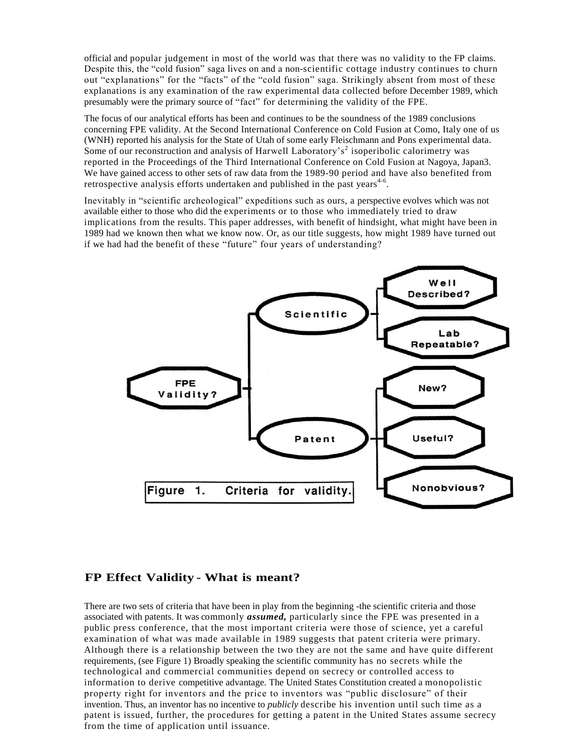official and popular judgement in most of the world was that there was no validity to the FP claims. Despite this, the "cold fusion" saga lives on and a non-scientific cottage industry continues to churn out "explanations" for the "facts" of the "cold fusion" saga. Strikingly absent from most of these explanations is any examination of the raw experimental data collected before December 1989, which presumably were the primary source of "fact" for determining the validity of the FPE.

The focus of our analytical efforts has been and continues to be the soundness of the 1989 conclusions concerning FPE validity. At the Second International Conference on Cold Fusion at Como, Italy one of us (WNH) reported his analysis for the State of Utah of some early Fleischmann and Pons experimental data. Some of our reconstruction and analysis of Harwell Laboratory's[2] isoperibolic calorimetry was reported in the Proceedings of the Third International Conference on Cold Fusion at Nagoya, Japan3. We have gained access to other sets of raw data from the 1989-90 period and have also benefited from retrospective analysis efforts undertaken and published in the past years[4-6].

Inevitably in "scientific archeological" expeditions such as ours, a perspective evolves which was not available either to those who did the experiments or to those who immediately tried to draw implications from the results. This paper addresses, with benefit of hindsight, what might have been in 1989 had we known then what we know now. Or, as our title suggests, how might 1989 have turned out if we had had the benefit of these "future" four years of understanding?

FPE Validity? → Scientific (Well Described? / Lab Repeatable?) ; Patent (New? / Useful? / Nonobvious?)

Figure 1. Criteria for validity.

## FP Effect Validity - What is meant?

There are two sets of criteria that have been in play from the beginning -the scientific criteria and those associated with patents. It was commonly ***assumed,*** particularly since the FPE was presented in a public press conference, that the most important criteria were those of science, yet a careful examination of what was made available in 1989 suggests that patent criteria were primary. Although there is a relationship between the two they are not the same and have quite different requirements, (see Figure 1) Broadly speaking the scientific community has no secrets while the technological and commercial communities depend on secrecy or controlled access to information to derive competitive advantage. The United States Constitution created a monopolistic property right for inventors and the price to inventors was "public disclosure" of their invention. Thus, an inventor has no incentive to *publicly* describe his invention until such time as a patent is issued, further, the procedures for getting a patent in the United States assume secrecy from the time of application until issuance.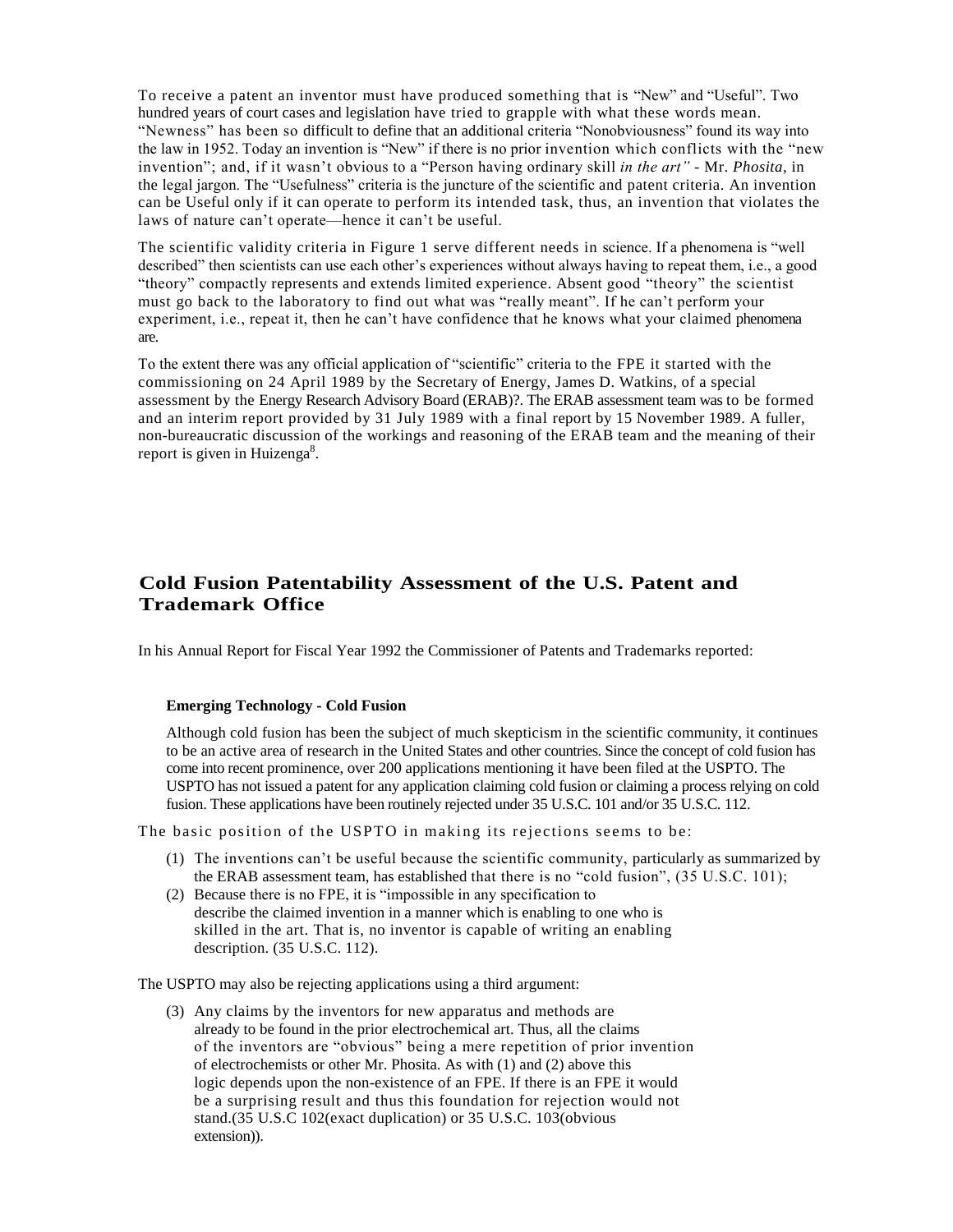To receive a patent an inventor must have produced something that is "New" and "Useful". Two hundred years of court cases and legislation have tried to grapple with what these words mean. "Newness" has been so difficult to define that an additional criteria "Nonobviousness" found its way into the law in 1952. Today an invention is "New" if there is no prior invention which conflicts with the "new invention"; and, if it wasn't obvious to a "Person having ordinary skill *in the art"* - Mr. *Phosita*, in the legal jargon. The "Usefulness" criteria is the juncture of the scientific and patent criteria. An invention can be Useful only if it can operate to perform its intended task, thus, an invention that violates the laws of nature can't operate—hence it can't be useful.

The scientific validity criteria in Figure 1 serve different needs in science. If a phenomena is "well described" then scientists can use each other's experiences without always having to repeat them, i.e., a good "theory" compactly represents and extends limited experience. Absent good "theory" the scientist must go back to the laboratory to find out what was "really meant". If he can't perform your experiment, i.e., repeat it, then he can't have confidence that he knows what your claimed phenomena are.

To the extent there was any official application of "scientific" criteria to the FPE it started with the commissioning on 24 April 1989 by the Secretary of Energy, James D. Watkins, of a special assessment by the Energy Research Advisory Board (ERAB)?. The ERAB assessment team was to be formed and an interim report provided by 31 July 1989 with a final report by 15 November 1989. A fuller, non-bureaucratic discussion of the workings and reasoning of the ERAB team and the meaning of their report is given in Huizenga[8].

## Cold Fusion Patentability Assessment of the U.S. Patent and Trademark Office

In his Annual Report for Fiscal Year 1992 the Commissioner of Patents and Trademarks reported:

> **Emerging Technology - Cold Fusion**
>
> Although cold fusion has been the subject of much skepticism in the scientific community, it continues to be an active area of research in the United States and other countries. Since the concept of cold fusion has come into recent prominence, over 200 applications mentioning it have been filed at the USPTO. The USPTO has not issued a patent for any application claiming cold fusion or claiming a process relying on cold fusion. These applications have been routinely rejected under 35 U.S.C. 101 and/or 35 U.S.C. 112.

The basic position of the USPTO in making its rejections seems to be:

(1) The inventions can't be useful because the scientific community, particularly as summarized by the ERAB assessment team, has established that there is no "cold fusion", (35 U.S.C. 101);

(2) Because there is no FPE, it is "impossible in any specification to describe the claimed invention in a manner which is enabling to one who is skilled in the art. That is, no inventor is capable of writing an enabling description. (35 U.S.C. 112).

The USPTO may also be rejecting applications using a third argument:

(3) Any claims by the inventors for new apparatus and methods are already to be found in the prior electrochemical art. Thus, all the claims of the inventors are "obvious" being a mere repetition of prior invention of electrochemists or other Mr. Phosita. As with (1) and (2) above this logic depends upon the non-existence of an FPE. If there is an FPE it would be a surprising result and thus this foundation for rejection would not stand.(35 U.S.C 102(exact duplication) or 35 U.S.C. 103(obvious extension)).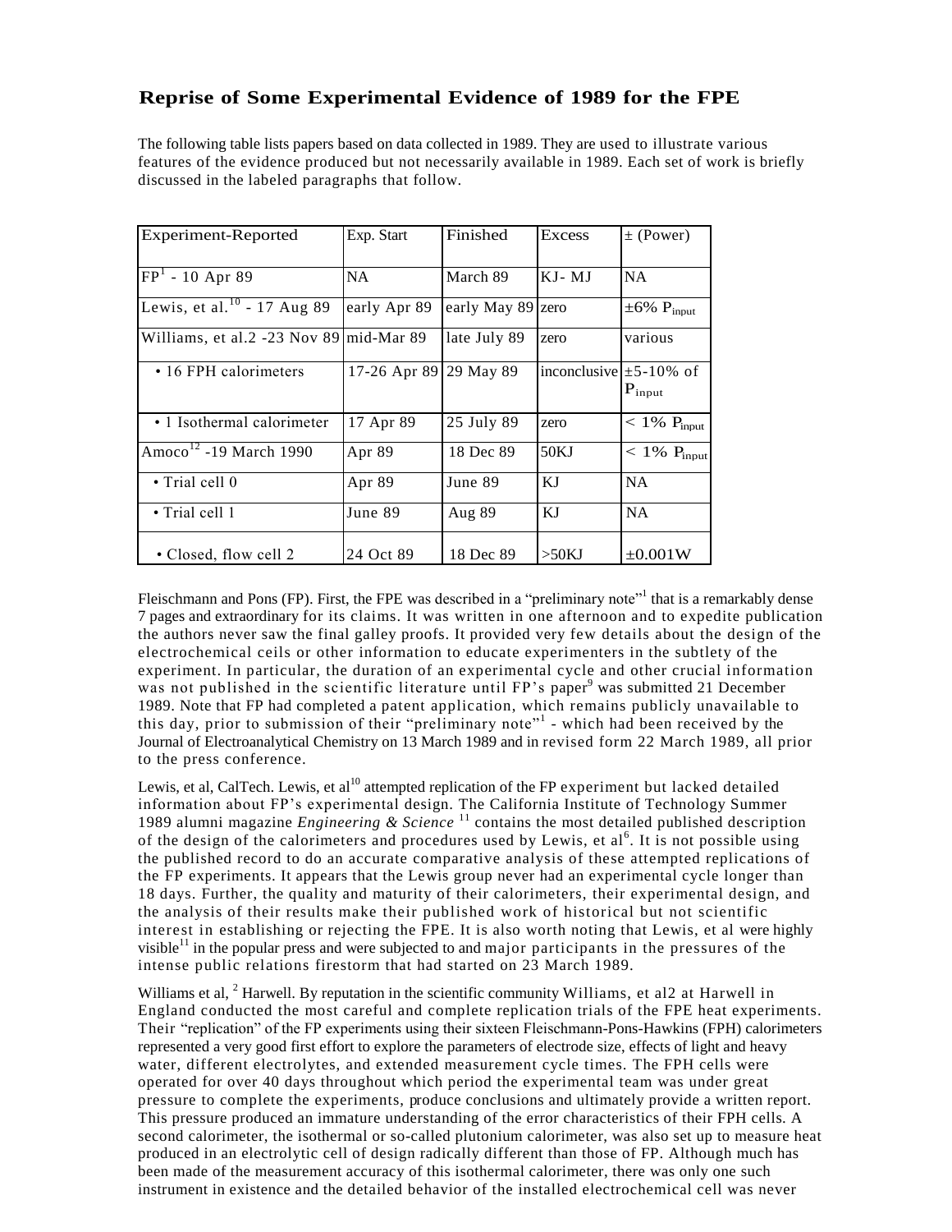## Reprise of Some Experimental Evidence of 1989 for the FPE

The following table lists papers based on data collected in 1989. They are used to illustrate various features of the evidence produced but not necessarily available in 1989. Each set of work is briefly discussed in the labeled paragraphs that follow.

| Experiment-Reported | Exp. Start | Finished | Excess | ± (Power) |
|---|---|---|---|---|
| FP[1] - 10 Apr 89 | NA | March 89 | KJ- MJ | NA |
| Lewis, et al.[10] - 17 Aug 89 | early Apr 89 | early May 89 | zero | ±6% $P_{input}$ |
| Williams, et al.2 -23 Nov 89 | mid-Mar 89 | late July 89 | zero | various |
| • 16 FPH calorimeters | 17-26 Apr 89 | 29 May 89 | inconclusive | ±5-10% of $P_{input}$ |
| • 1 Isothermal calorimeter | 17 Apr 89 | 25 July 89 | zero | < 1% $P_{input}$ |
| Amoco[12] -19 March 1990 | Apr 89 | 18 Dec 89 | 50KJ | < 1% $P_{input}$ |
| • Trial cell 0 | Apr 89 | June 89 | KJ | NA |
| • Trial cell 1 | June 89 | Aug 89 | KJ | NA |
| • Closed, flow cell 2 | 24 Oct 89 | 18 Dec 89 | >50KJ | ±0.001W |

Fleischmann and Pons (FP). First, the FPE was described in a "preliminary note"[1] that is a remarkably dense 7 pages and extraordinary for its claims. It was written in one afternoon and to expedite publication the authors never saw the final galley proofs. It provided very few details about the design of the electrochemical cells or other information to educate experimenters in the subtlety of the experiment. In particular, the duration of an experimental cycle and other crucial information was not published in the scientific literature until FP's paper[9] was submitted 21 December 1989. Note that FP had completed a patent application, which remains publicly unavailable to this day, prior to submission of their "preliminary note"[1] - which had been received by the Journal of Electroanalytical Chemistry on 13 March 1989 and in revised form 22 March 1989, all prior to the press conference.

Lewis, et al, CalTech. Lewis, et al[10] attempted replication of the FP experiment but lacked detailed information about FP's experimental design. The California Institute of Technology Summer 1989 alumni magazine *Engineering & Science* [11] contains the most detailed published description of the design of the calorimeters and procedures used by Lewis, et al[6]. It is not possible using the published record to do an accurate comparative analysis of these attempted replications of the FP experiments. It appears that the Lewis group never had an experimental cycle longer than 18 days. Further, the quality and maturity of their calorimeters, their experimental design, and the analysis of their results make their published work of historical but not scientific interest in establishing or rejecting the FPE. It is also worth noting that Lewis, et al were highly visible[11] in the popular press and were subjected to and major participants in the pressures of the intense public relations firestorm that had started on 23 March 1989.

Williams et al, [2] Harwell. By reputation in the scientific community Williams, et al2 at Harwell in England conducted the most careful and complete replication trials of the FPE heat experiments. Their "replication" of the FP experiments using their sixteen Fleischmann-Pons-Hawkins (FPH) calorimeters represented a very good first effort to explore the parameters of electrode size, effects of light and heavy water, different electrolytes, and extended measurement cycle times. The FPH cells were operated for over 40 days throughout which period the experimental team was under great pressure to complete the experiments, produce conclusions and ultimately provide a written report. This pressure produced an immature understanding of the error characteristics of their FPH cells. A second calorimeter, the isothermal or so-called plutonium calorimeter, was also set up to measure heat produced in an electrolytic cell of design radically different than those of FP. Although much has been made of the measurement accuracy of this isothermal calorimeter, there was only one such instrument in existence and the detailed behavior of the installed electrochemical cell was never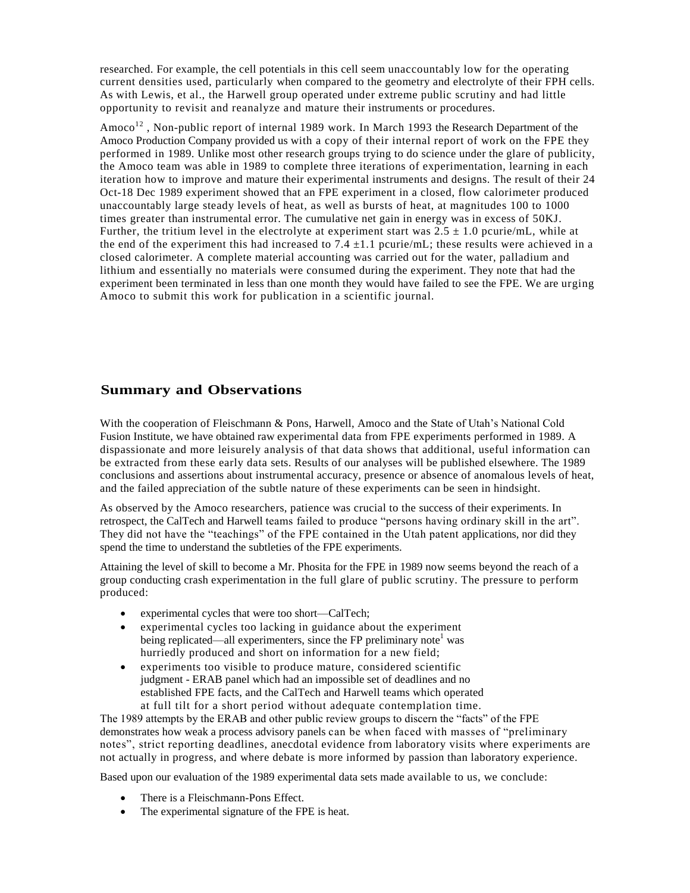researched. For example, the cell potentials in this cell seem unaccountably low for the operating current densities used, particularly when compared to the geometry and electrolyte of their FPH cells. As with Lewis, et al., the Harwell group operated under extreme public scrutiny and had little opportunity to revisit and reanalyze and mature their instruments or procedures.

Amoco[12] , Non-public report of internal 1989 work. In March 1993 the Research Department of the Amoco Production Company provided us with a copy of their internal report of work on the FPE they performed in 1989. Unlike most other research groups trying to do science under the glare of publicity, the Amoco team was able in 1989 to complete three iterations of experimentation, learning in each iteration how to improve and mature their experimental instruments and designs. The result of their 24 Oct-18 Dec 1989 experiment showed that an FPE experiment in a closed, flow calorimeter produced unaccountably large steady levels of heat, as well as bursts of heat, at magnitudes 100 to 1000 times greater than instrumental error. The cumulative net gain in energy was in excess of 50KJ. Further, the tritium level in the electrolyte at experiment start was $2.5 \pm 1.0$ pcurie/mL, while at the end of the experiment this had increased to $7.4 \pm 1.1$ pcurie/mL; these results were achieved in a closed calorimeter. A complete material accounting was carried out for the water, palladium and lithium and essentially no materials were consumed during the experiment. They note that had the experiment been terminated in less than one month they would have failed to see the FPE. We are urging Amoco to submit this work for publication in a scientific journal.

## Summary and Observations

With the cooperation of Fleischmann & Pons, Harwell, Amoco and the State of Utah's National Cold Fusion Institute, we have obtained raw experimental data from FPE experiments performed in 1989. A dispassionate and more leisurely analysis of that data shows that additional, useful information can be extracted from these early data sets. Results of our analyses will be published elsewhere. The 1989 conclusions and assertions about instrumental accuracy, presence or absence of anomalous levels of heat, and the failed appreciation of the subtle nature of these experiments can be seen in hindsight.

As observed by the Amoco researchers, patience was crucial to the success of their experiments. In retrospect, the CalTech and Harwell teams failed to produce "persons having ordinary skill in the art". They did not have the "teachings" of the FPE contained in the Utah patent applications, nor did they spend the time to understand the subtleties of the FPE experiments.

Attaining the level of skill to become a Mr. Phosita for the FPE in 1989 now seems beyond the reach of a group conducting crash experimentation in the full glare of public scrutiny. The pressure to perform produced:

- experimental cycles that were too short—CalTech;
- experimental cycles too lacking in guidance about the experiment being replicated—all experimenters, since the FP preliminary note[1] was hurriedly produced and short on information for a new field;
- experiments too visible to produce mature, considered scientific judgment - ERAB panel which had an impossible set of deadlines and no established FPE facts, and the CalTech and Harwell teams which operated at full tilt for a short period without adequate contemplation time.

The 1989 attempts by the ERAB and other public review groups to discern the "facts" of the FPE demonstrates how weak a process advisory panels can be when faced with masses of "preliminary notes", strict reporting deadlines, anecdotal evidence from laboratory visits where experiments are not actually in progress, and where debate is more informed by passion than laboratory experience.

Based upon our evaluation of the 1989 experimental data sets made available to us, we conclude:

- There is a Fleischmann-Pons Effect.
- The experimental signature of the FPE is heat.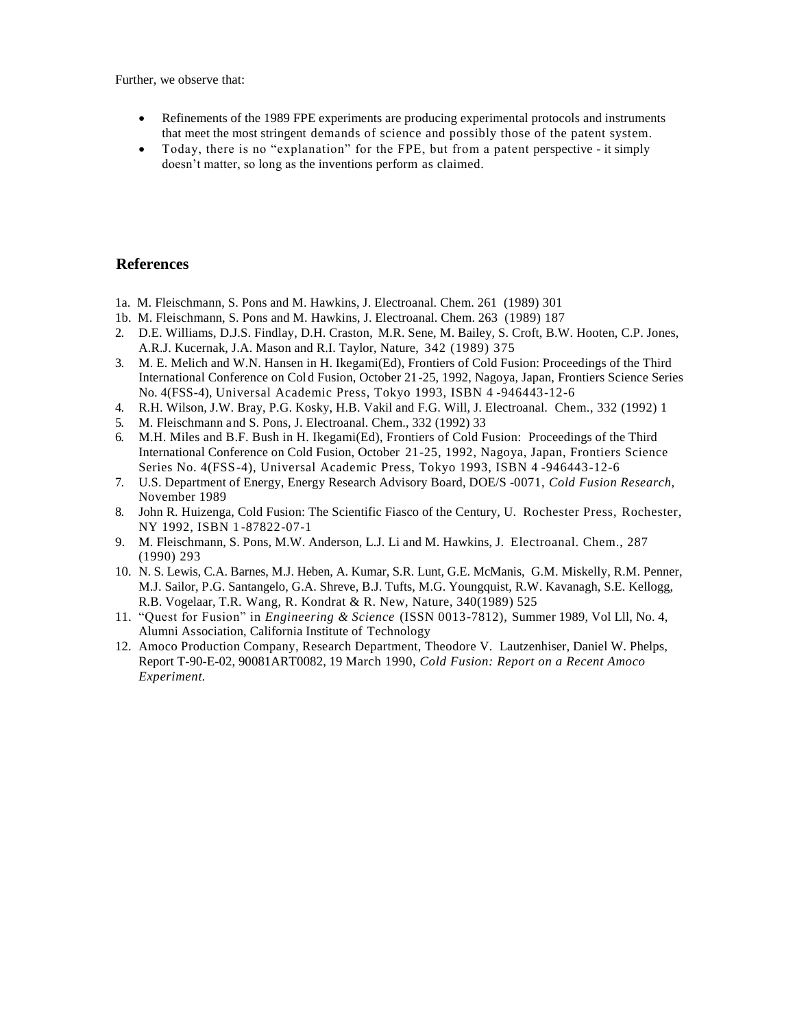Further, we observe that:

- Refinements of the 1989 FPE experiments are producing experimental protocols and instruments that meet the most stringent demands of science and possibly those of the patent system.
- Today, there is no "explanation" for the FPE, but from a patent perspective - it simply doesn't matter, so long as the inventions perform as claimed.

## References

1a. M. Fleischmann, S. Pons and M. Hawkins, J. Electroanal. Chem. 261 (1989) 301

1b. M. Fleischmann, S. Pons and M. Hawkins, J. Electroanal. Chem. 263 (1989) 187

2. D.E. Williams, D.J.S. Findlay, D.H. Craston, M.R. Sene, M. Bailey, S. Croft, B.W. Hooten, C.P. Jones, A.R.J. Kucernak, J.A. Mason and R.I. Taylor, Nature, 342 (1989) 375
3. M. E. Melich and W.N. Hansen in H. Ikegami(Ed), Frontiers of Cold Fusion: Proceedings of the Third International Conference on Cold Fusion, October 21-25, 1992, Nagoya, Japan, Frontiers Science Series No. 4(FSS-4), Universal Academic Press, Tokyo 1993, ISBN 4 -946443-12-6
4. R.H. Wilson, J.W. Bray, P.G. Kosky, H.B. Vakil and F.G. Will, J. Electroanal. Chem., 332 (1992) 1
5. M. Fleischmann and S. Pons, J. Electroanal. Chem., 332 (1992) 33
6. M.H. Miles and B.F. Bush in H. Ikegami(Ed), Frontiers of Cold Fusion: Proceedings of the Third International Conference on Cold Fusion, October 21-25, 1992, Nagoya, Japan, Frontiers Science Series No. 4(FSS-4), Universal Academic Press, Tokyo 1993, ISBN 4 -946443-12-6
7. U.S. Department of Energy, Energy Research Advisory Board, DOE/S -0071, *Cold Fusion Research,* November 1989
8. John R. Huizenga, Cold Fusion: The Scientific Fiasco of the Century, U. Rochester Press, Rochester, NY 1992, ISBN 1-87822-07-1
9. M. Fleischmann, S. Pons, M.W. Anderson, L.J. Li and M. Hawkins, J. Electroanal. Chem., 287 (1990) 293
10. N. S. Lewis, C.A. Barnes, M.J. Heben, A. Kumar, S.R. Lunt, G.E. McManis, G.M. Miskelly, R.M. Penner, M.J. Sailor, P.G. Santangelo, G.A. Shreve, B.J. Tufts, M.G. Youngquist, R.W. Kavanagh, S.E. Kellogg, R.B. Vogelaar, T.R. Wang, R. Kondrat & R. New, Nature, 340(1989) 525
11. "Quest for Fusion" in *Engineering & Science* (ISSN 0013-7812), Summer 1989, Vol Lll, No. 4, Alumni Association, California Institute of Technology
12. Amoco Production Company, Research Department, Theodore V. Lautzenhiser, Daniel W. Phelps, Report T-90-E-02, 90081ART0082, 19 March 1990, *Cold Fusion: Report on a Recent Amoco Experiment.*